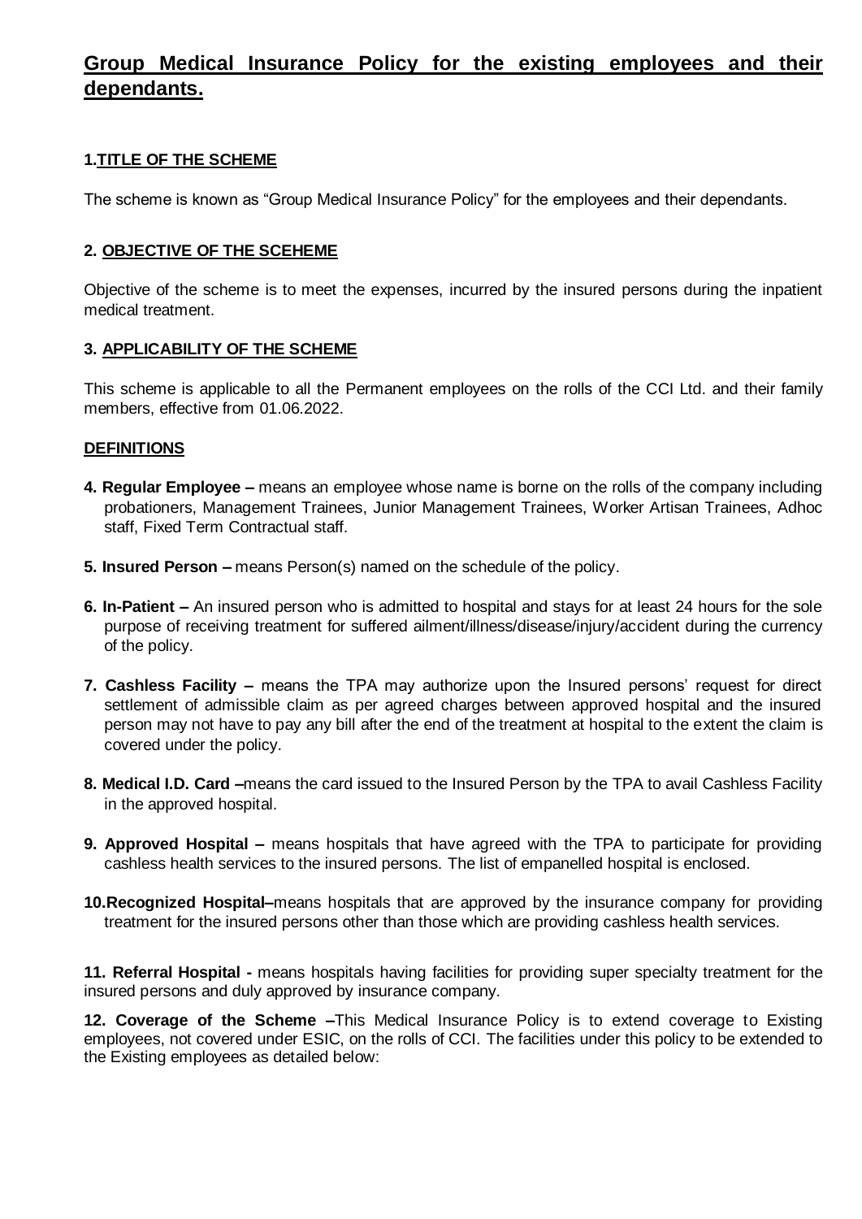# Group Medical Insurance Policy for the existing employees and their dependants.

### 1. TITLE OF THE SCHEME

The scheme is known as “Group Medical Insurance Policy” for the employees and their dependants.

### 2. OBJECTIVE OF THE SCEHEME

Objective of the scheme is to meet the expenses, incurred by the insured persons during the inpatient medical treatment.

### 3. APPLICABILITY OF THE SCHEME

This scheme is applicable to all the Permanent employees on the rolls of the CCI Ltd. and their family members, effective from 01.06.2022.

### DEFINITIONS

**4. Regular Employee –** means an employee whose name is borne on the rolls of the company including probationers, Management Trainees, Junior Management Trainees, Worker Artisan Trainees, Adhoc staff, Fixed Term Contractual staff.

**5. Insured Person –** means Person(s) named on the schedule of the policy.

**6. In-Patient –** An insured person who is admitted to hospital and stays for at least 24 hours for the sole purpose of receiving treatment for suffered ailment/illness/disease/injury/accident during the currency of the policy.

**7. Cashless Facility –** means the TPA may authorize upon the Insured persons’ request for direct settlement of admissible claim as per agreed charges between approved hospital and the insured person may not have to pay any bill after the end of the treatment at hospital to the extent the claim is covered under the policy.

**8. Medical I.D. Card –**means the card issued to the Insured Person by the TPA to avail Cashless Facility in the approved hospital.

**9. Approved Hospital –** means hospitals that have agreed with the TPA to participate for providing cashless health services to the insured persons. The list of empanelled hospital is enclosed.

**10.Recognized Hospital–**means hospitals that are approved by the insurance company for providing treatment for the insured persons other than those which are providing cashless health services.

**11. Referral Hospital -** means hospitals having facilities for providing super specialty treatment for the insured persons and duly approved by insurance company.

**12. Coverage of the Scheme –**This Medical Insurance Policy is to extend coverage to Existing employees, not covered under ESIC, on the rolls of CCI. The facilities under this policy to be extended to the Existing employees as detailed below: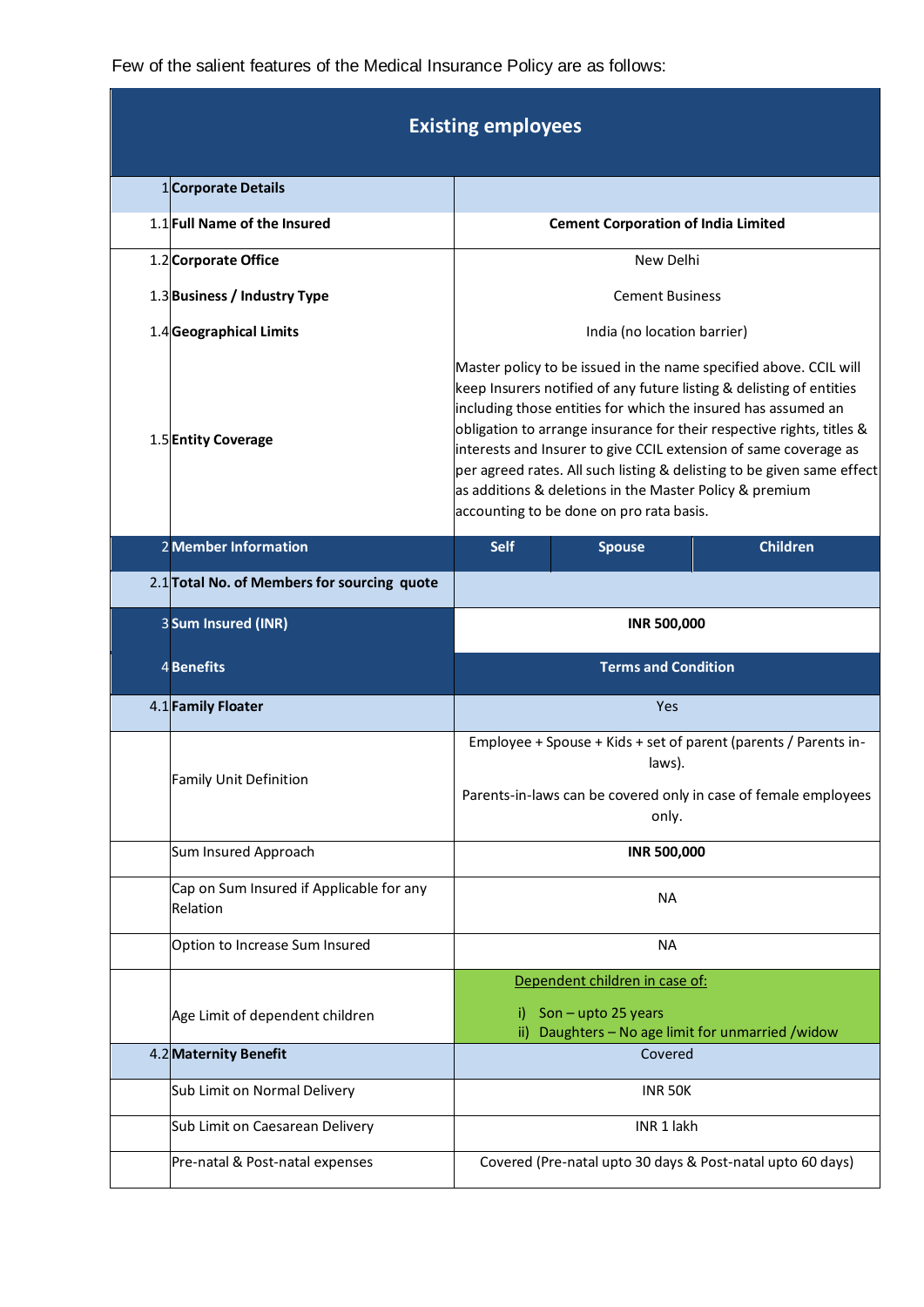Few of the salient features of the Medical Insurance Policy are as follows:

| Existing employees | | | | |
|---|---|---|---|---|
| 1 | **Corporate Details** | | | |
| 1.1 | **Full Name of the Insured** | **Cement Corporation of India Limited** | | |
| 1.2 | **Corporate Office** | New Delhi | | |
| 1.3 | **Business / Industry Type** | Cement Business | | |
| 1.4 | **Geographical Limits** | India (no location barrier) | | |
| 1.5 | **Entity Coverage** | Master policy to be issued in the name specified above. CCIL will keep Insurers notified of any future listing & delisting of entities including those entities for which the insured has assumed an obligation to arrange insurance for their respective rights, titles & interests and Insurer to give CCIL extension of same coverage as per agreed rates. All such listing & delisting to be given same effect as additions & deletions in the Master Policy & premium accounting to be done on pro rata basis. | | |
| 2 | **Member Information** | **Self** | **Spouse** | **Children** |
| 2.1 | **Total No. of Members for sourcing quote** | | | |
| 3 | **Sum Insured (INR)** | **INR 500,000** | | |
| 4 | **Benefits** | **Terms and Condition** | | |
| 4.1 | **Family Floater** | Yes | | |
| | Family Unit Definition | Employee + Spouse + Kids + set of parent (parents / Parents in-laws).<br><br>Parents-in-laws can be covered only in case of female employees only. | | |
| | Sum Insured Approach | **INR 500,000** | | |
| | Cap on Sum Insured if Applicable for any Relation | NA | | |
| | Option to Increase Sum Insured | NA | | |
| | Age Limit of dependent children | Dependent children in case of:<br><br>i) Son – upto 25 years<br>ii) Daughters – No age limit for unmarried /widow | | |
| 4.2 | **Maternity Benefit** | Covered | | |
| | Sub Limit on Normal Delivery | INR 50K | | |
| | Sub Limit on Caesarean Delivery | INR 1 lakh | | |
| | Pre-natal & Post-natal expenses | Covered (Pre-natal upto 30 days & Post-natal upto 60 days) | | |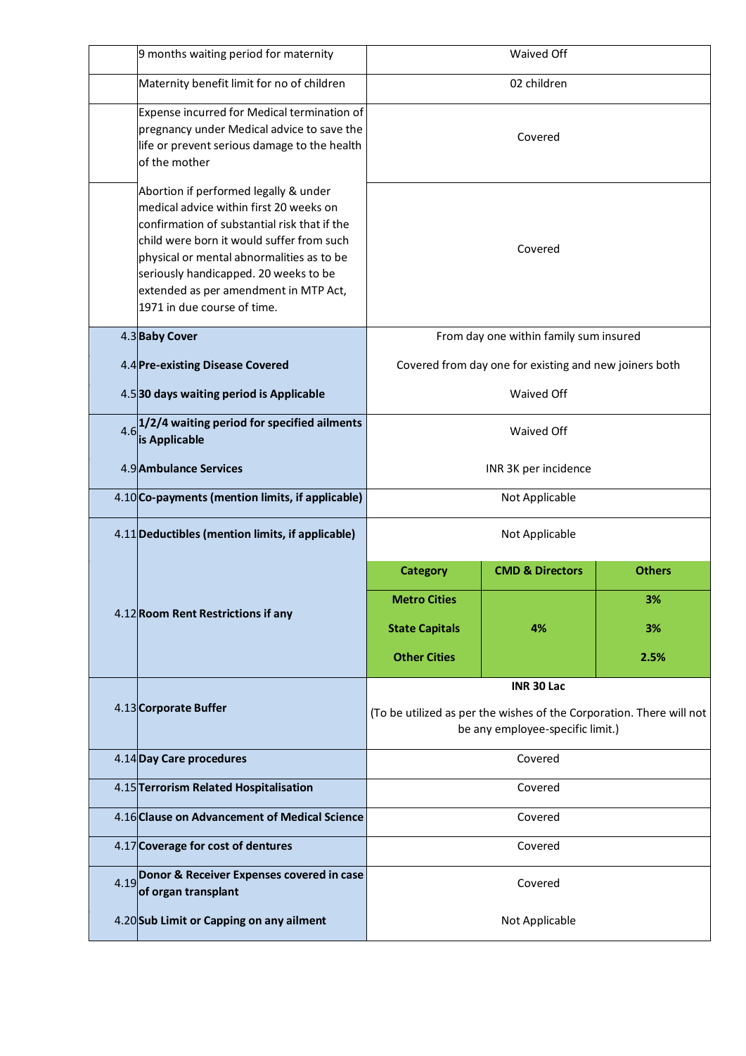| | | | | |
|---|---|---|---|---|
| | 9 months waiting period for maternity | Waived Off | | |
| | Maternity benefit limit for no of children | 02 children | | |
| | Expense incurred for Medical termination of pregnancy under Medical advice to save the life or prevent serious damage to the health of the mother | Covered | | |
| | Abortion if performed legally & under medical advice within first 20 weeks on confirmation of substantial risk that if the child were born it would suffer from such physical or mental abnormalities as to be seriously handicapped. 20 weeks to be extended as per amendment in MTP Act, 1971 in due course of time. | Covered | | |
| 4.3 | **Baby Cover** | From day one within family sum insured | | |
| 4.4 | **Pre-existing Disease Covered** | Covered from day one for existing and new joiners both | | |
| 4.5 | **30 days waiting period is Applicable** | Waived Off | | |
| 4.6 | **1/2/4 waiting period for specified ailments is Applicable** | Waived Off | | |
| 4.9 | **Ambulance Services** | INR 3K per incidence | | |
| 4.10 | **Co-payments (mention limits, if applicable)** | Not Applicable | | |
| 4.11 | **Deductibles (mention limits, if applicable)** | Not Applicable | | |
| 4.12 | **Room Rent Restrictions if any** | **Category** | **CMD & Directors** | **Others** |
| | | **Metro Cities** | **4%** | **3%** |
| | | **State Capitals** | | **3%** |
| | | **Other Cities** | | **2.5%** |
| 4.13 | **Corporate Buffer** | **INR 30 Lac**<br>(To be utilized as per the wishes of the Corporation. There will not be any employee-specific limit.) | | |
| 4.14 | **Day Care procedures** | Covered | | |
| 4.15 | **Terrorism Related Hospitalisation** | Covered | | |
| 4.16 | **Clause on Advancement of Medical Science** | Covered | | |
| 4.17 | **Coverage for cost of dentures** | Covered | | |
| 4.19 | **Donor & Receiver Expenses covered in case of organ transplant** | Covered | | |
| 4.20 | **Sub Limit or Capping on any ailment** | Not Applicable | | |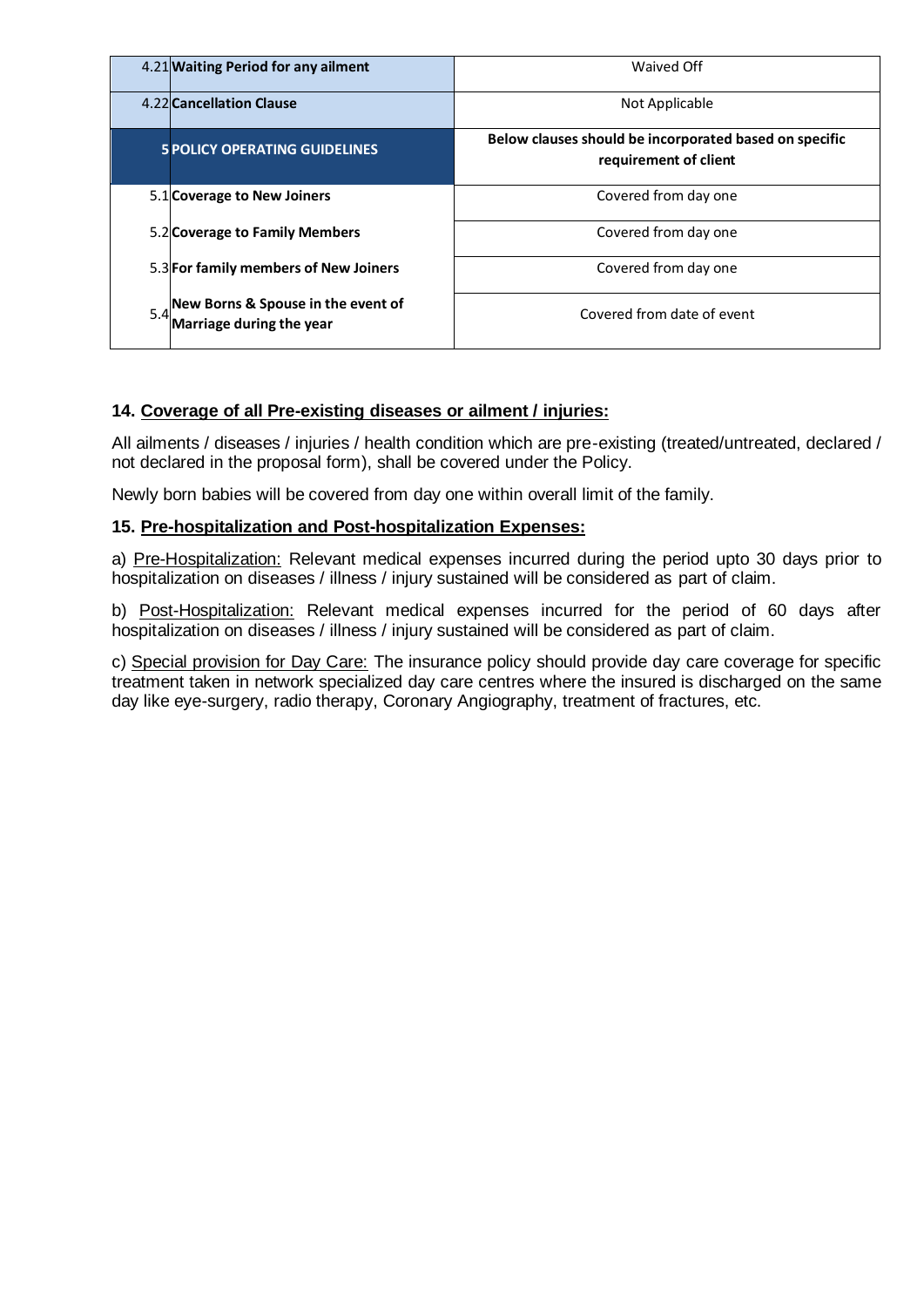| | | |
|---|---|---|
| 4.21 | **Waiting Period for any ailment** | Waived Off |
| 4.22 | **Cancellation Clause** | Not Applicable |
| **5** | **POLICY OPERATING GUIDELINES** | **Below clauses should be incorporated based on specific requirement of client** |
| 5.1 | **Coverage to New Joiners** | Covered from day one |
| 5.2 | **Coverage to Family Members** | Covered from day one |
| 5.3 | **For family members of New Joiners** | Covered from day one |
| 5.4 | **New Borns & Spouse in the event of Marriage during the year** | Covered from date of event |

### 14. Coverage of all Pre-existing diseases or ailment / injuries:

All ailments / diseases / injuries / health condition which are pre-existing (treated/untreated, declared / not declared in the proposal form), shall be covered under the Policy.

Newly born babies will be covered from day one within overall limit of the family.

### 15. Pre-hospitalization and Post-hospitalization Expenses:

a) Pre-Hospitalization: Relevant medical expenses incurred during the period upto 30 days prior to hospitalization on diseases / illness / injury sustained will be considered as part of claim.

b) Post-Hospitalization: Relevant medical expenses incurred for the period of 60 days after hospitalization on diseases / illness / injury sustained will be considered as part of claim.

c) Special provision for Day Care: The insurance policy should provide day care coverage for specific treatment taken in network specialized day care centres where the insured is discharged on the same day like eye-surgery, radio therapy, Coronary Angiography, treatment of fractures, etc.